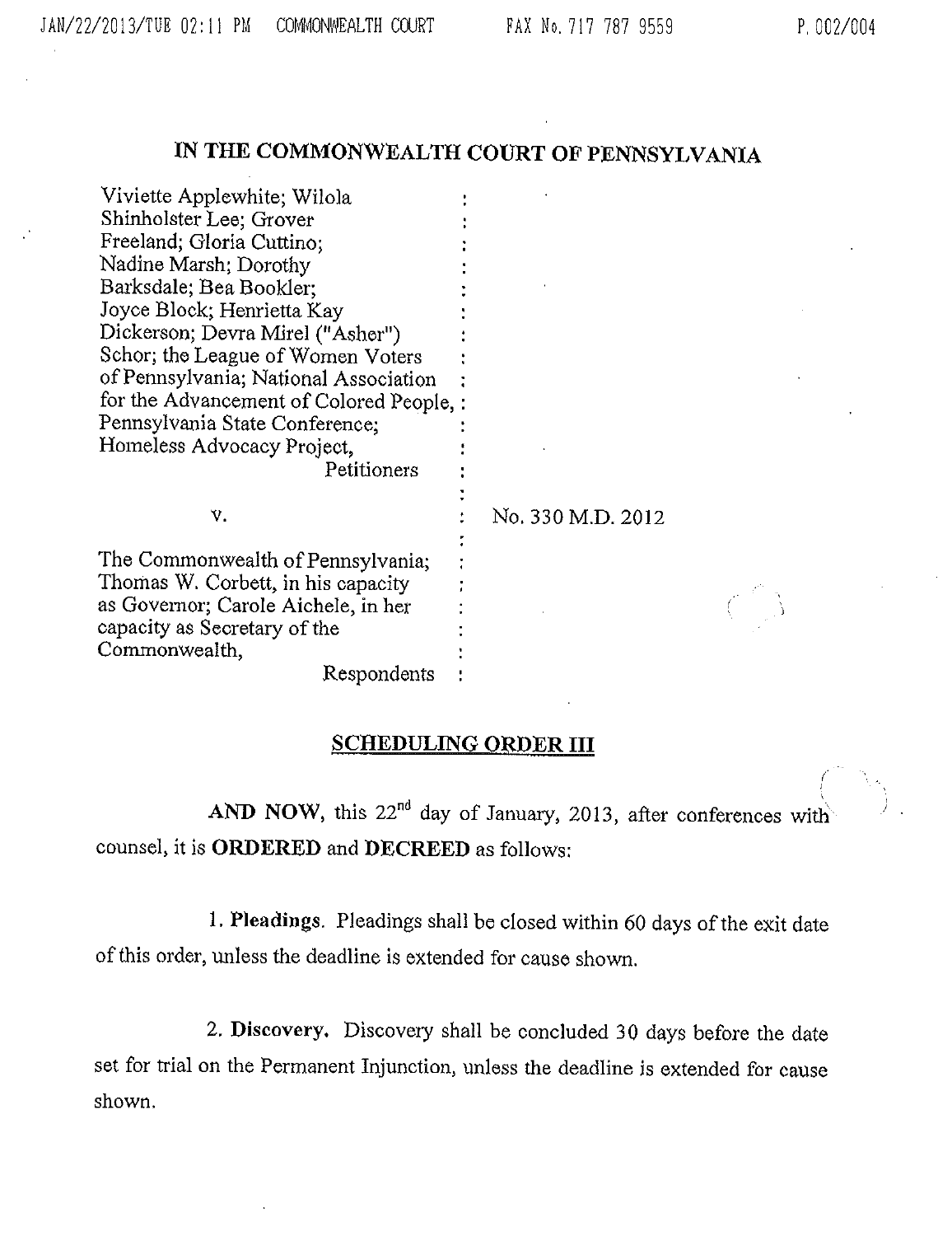# IN THE COMMONWEALTH COURT OF PENNSYLVANIA

| | | |
|---|---|---|
| Viviette Applewhite; Wilola Shinholster Lee; Grover Freeland; Gloria Cuttino; Nadine Marsh; Dorothy Barksdale; Bea Bookler; Joyce Block; Henrietta Kay Dickerson; Devra Mirel ("Asher") Schor; the League of Women Voters of Pennsylvania; National Association for the Advancement of Colored People, Pennsylvania State Conference; Homeless Advocacy Project, Petitioners | : | |
| v. | : | No. 330 M.D. 2012 |
| The Commonwealth of Pennsylvania; Thomas W. Corbett, in his capacity as Governor; Carole Aichele, in her capacity as Secretary of the Commonwealth, Respondents | : | |

## SCHEDULING ORDER III

**AND NOW**, this 22nd day of January, 2013, after conferences with counsel, it is **ORDERED** and **DECREED** as follows:

1. **Pleadings**. Pleadings shall be closed within 60 days of the exit date of this order, unless the deadline is extended for cause shown.

2. **Discovery.** Discovery shall be concluded 30 days before the date set for trial on the Permanent Injunction, unless the deadline is extended for cause shown.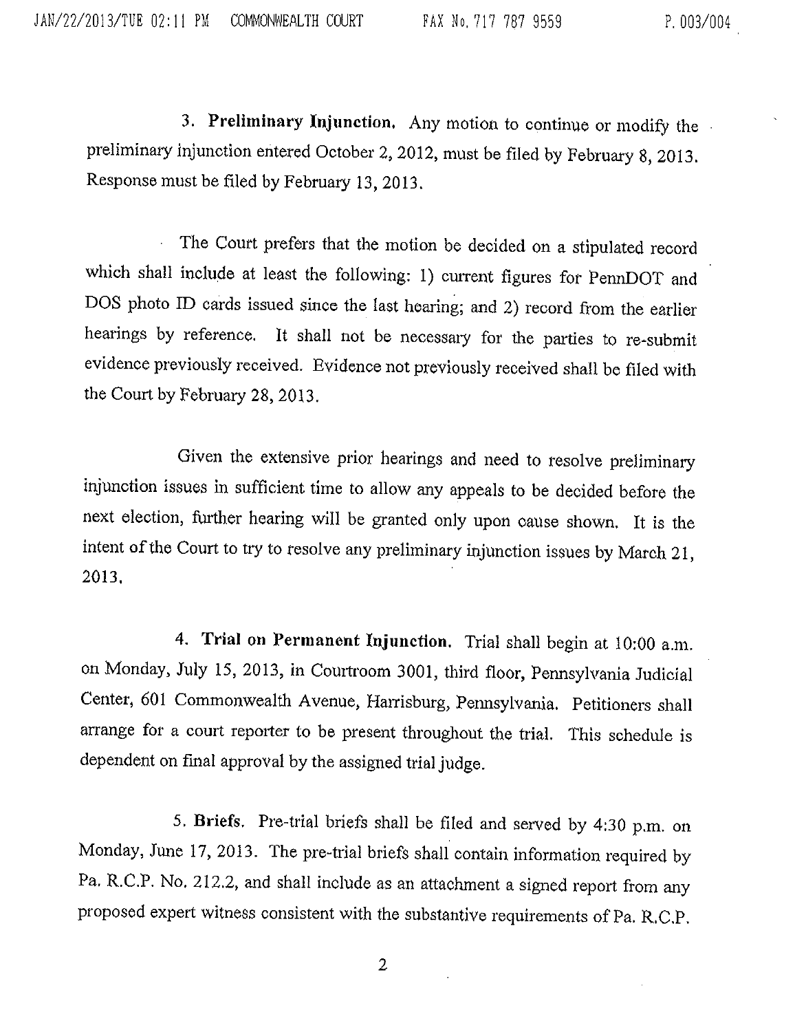3. **Preliminary Injunction.** Any motion to continue or modify the preliminary injunction entered October 2, 2012, must be filed by February 8, 2013. Response must be filed by February 13, 2013.

The Court prefers that the motion be decided on a stipulated record which shall include at least the following: 1) current figures for PennDOT and DOS photo ID cards issued since the last hearing; and 2) record from the earlier hearings by reference. It shall not be necessary for the parties to re-submit evidence previously received. Evidence not previously received shall be filed with the Court by February 28, 2013.

Given the extensive prior hearings and need to resolve preliminary injunction issues in sufficient time to allow any appeals to be decided before the next election, further hearing will be granted only upon cause shown. It is the intent of the Court to try to resolve any preliminary injunction issues by March 21, 2013.

4. **Trial on Permanent Injunction.** Trial shall begin at 10:00 a.m. on Monday, July 15, 2013, in Courtroom 3001, third floor, Pennsylvania Judicial Center, 601 Commonwealth Avenue, Harrisburg, Pennsylvania. Petitioners shall arrange for a court reporter to be present throughout the trial. This schedule is dependent on final approval by the assigned trial judge.

5. **Briefs.** Pre-trial briefs shall be filed and served by 4:30 p.m. on Monday, June 17, 2013. The pre-trial briefs shall contain information required by Pa. R.C.P. No. 212.2, and shall include as an attachment a signed report from any proposed expert witness consistent with the substantive requirements of Pa. R.C.P.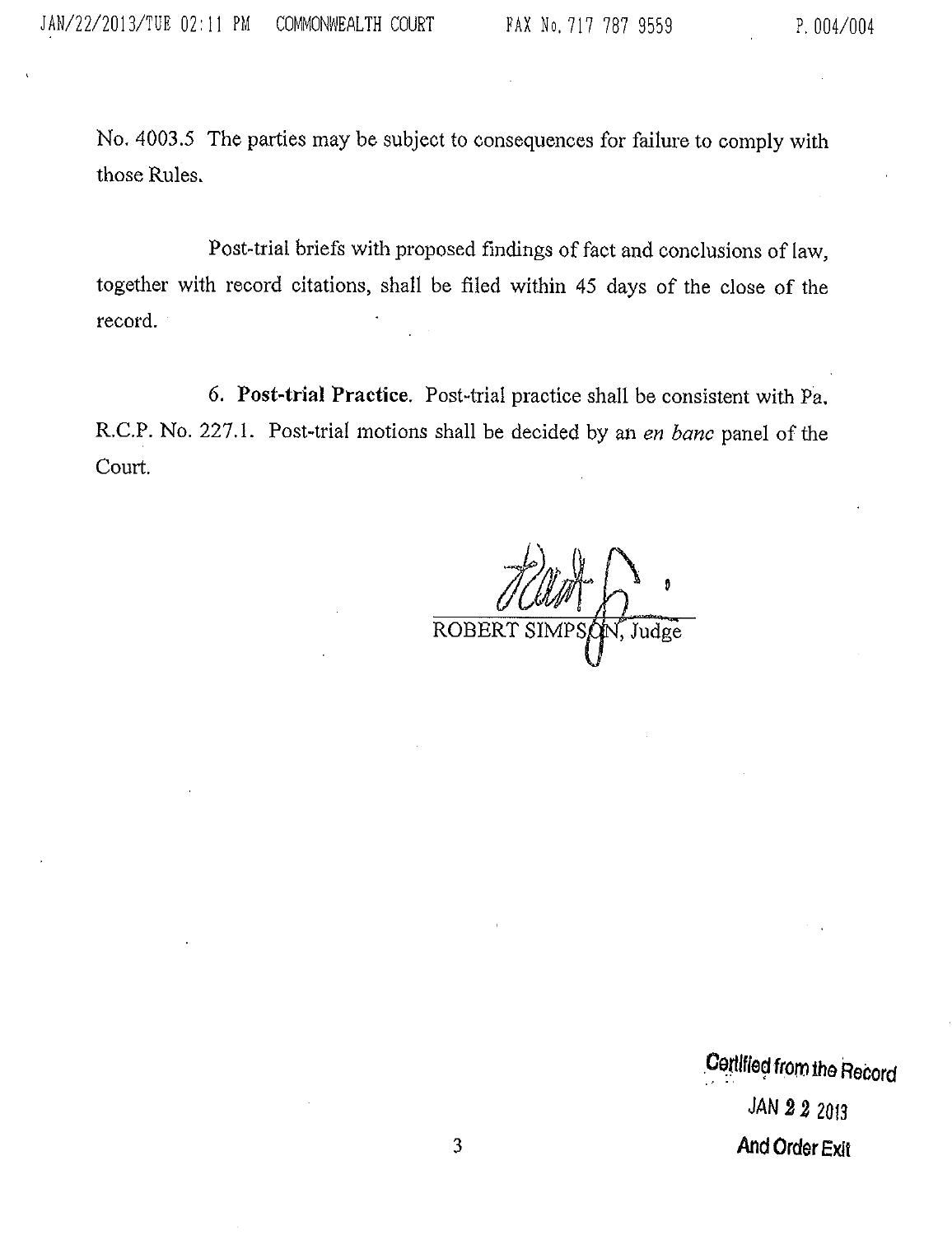No. 4003.5 The parties may be subject to consequences for failure to comply with those Rules.

Post-trial briefs with proposed findings of fact and conclusions of law, together with record citations, shall be filed within 45 days of the close of the record.

6. **Post-trial Practice**. Post-trial practice shall be consistent with Pa. R.C.P. No. 227.1. Post-trial motions shall be decided by an *en banc* panel of the Court.

ROBERT SIMPSON, Judge

Certified from the Record
JAN 22 2013
And Order Exit